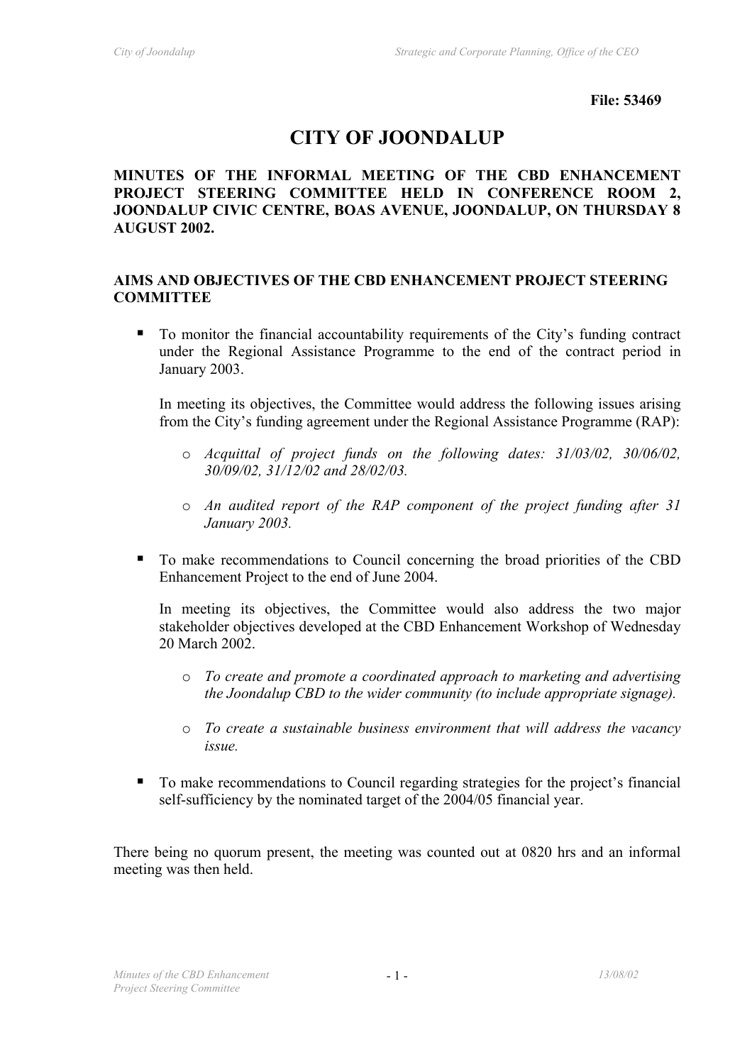**File: 53469**

# CITY OF JOONDALUP

**MINUTES OF THE INFORMAL MEETING OF THE CBD ENHANCEMENT PROJECT STEERING COMMITTEE HELD IN CONFERENCE ROOM 2, JOONDALUP CIVIC CENTRE, BOAS AVENUE, JOONDALUP, ON THURSDAY 8 AUGUST 2002.**

## AIMS AND OBJECTIVES OF THE CBD ENHANCEMENT PROJECT STEERING COMMITTEE

- To monitor the financial accountability requirements of the City's funding contract under the Regional Assistance Programme to the end of the contract period in January 2003.

  In meeting its objectives, the Committee would address the following issues arising from the City's funding agreement under the Regional Assistance Programme (RAP):

  - *Acquittal of project funds on the following dates: 31/03/02, 30/06/02, 30/09/02, 31/12/02 and 28/02/03.*
  - *An audited report of the RAP component of the project funding after 31 January 2003.*

- To make recommendations to Council concerning the broad priorities of the CBD Enhancement Project to the end of June 2004.

  In meeting its objectives, the Committee would also address the two major stakeholder objectives developed at the CBD Enhancement Workshop of Wednesday 20 March 2002.

  - *To create and promote a coordinated approach to marketing and advertising the Joondalup CBD to the wider community (to include appropriate signage).*
  - *To create a sustainable business environment that will address the vacancy issue.*

- To make recommendations to Council regarding strategies for the project's financial self-sufficiency by the nominated target of the 2004/05 financial year.

There being no quorum present, the meeting was counted out at 0820 hrs and an informal meeting was then held.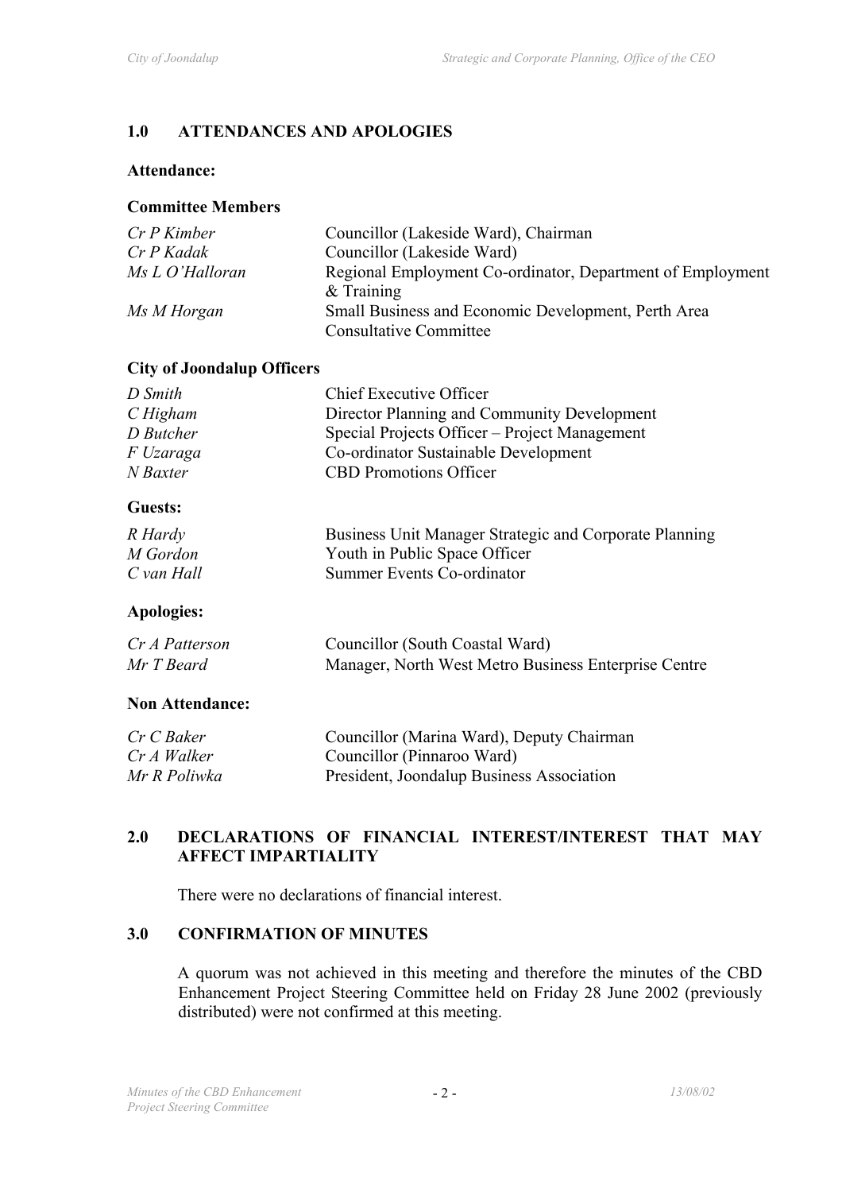## 1.0 ATTENDANCES AND APOLOGIES

**Attendance:**

**Committee Members**

| | |
|---|---|
| *Cr P Kimber* | Councillor (Lakeside Ward), Chairman |
| *Cr P Kadak* | Councillor (Lakeside Ward) |
| *Ms L O'Halloran* | Regional Employment Co-ordinator, Department of Employment & Training |
| *Ms M Horgan* | Small Business and Economic Development, Perth Area Consultative Committee |

**City of Joondalup Officers**

| | |
|---|---|
| *D Smith* | Chief Executive Officer |
| *C Higham* | Director Planning and Community Development |
| *D Butcher* | Special Projects Officer – Project Management |
| *F Uzaraga* | Co-ordinator Sustainable Development |
| *N Baxter* | CBD Promotions Officer |

**Guests:**

| | |
|---|---|
| *R Hardy* | Business Unit Manager Strategic and Corporate Planning |
| *M Gordon* | Youth in Public Space Officer |
| *C van Hall* | Summer Events Co-ordinator |

**Apologies:**

| | |
|---|---|
| *Cr A Patterson* | Councillor (South Coastal Ward) |
| *Mr T Beard* | Manager, North West Metro Business Enterprise Centre |

**Non Attendance:**

| | |
|---|---|
| *Cr C Baker* | Councillor (Marina Ward), Deputy Chairman |
| *Cr A Walker* | Councillor (Pinnaroo Ward) |
| *Mr R Poliwka* | President, Joondalup Business Association |

## 2.0 DECLARATIONS OF FINANCIAL INTEREST/INTEREST THAT MAY AFFECT IMPARTIALITY

There were no declarations of financial interest.

## 3.0 CONFIRMATION OF MINUTES

A quorum was not achieved in this meeting and therefore the minutes of the CBD Enhancement Project Steering Committee held on Friday 28 June 2002 (previously distributed) were not confirmed at this meeting.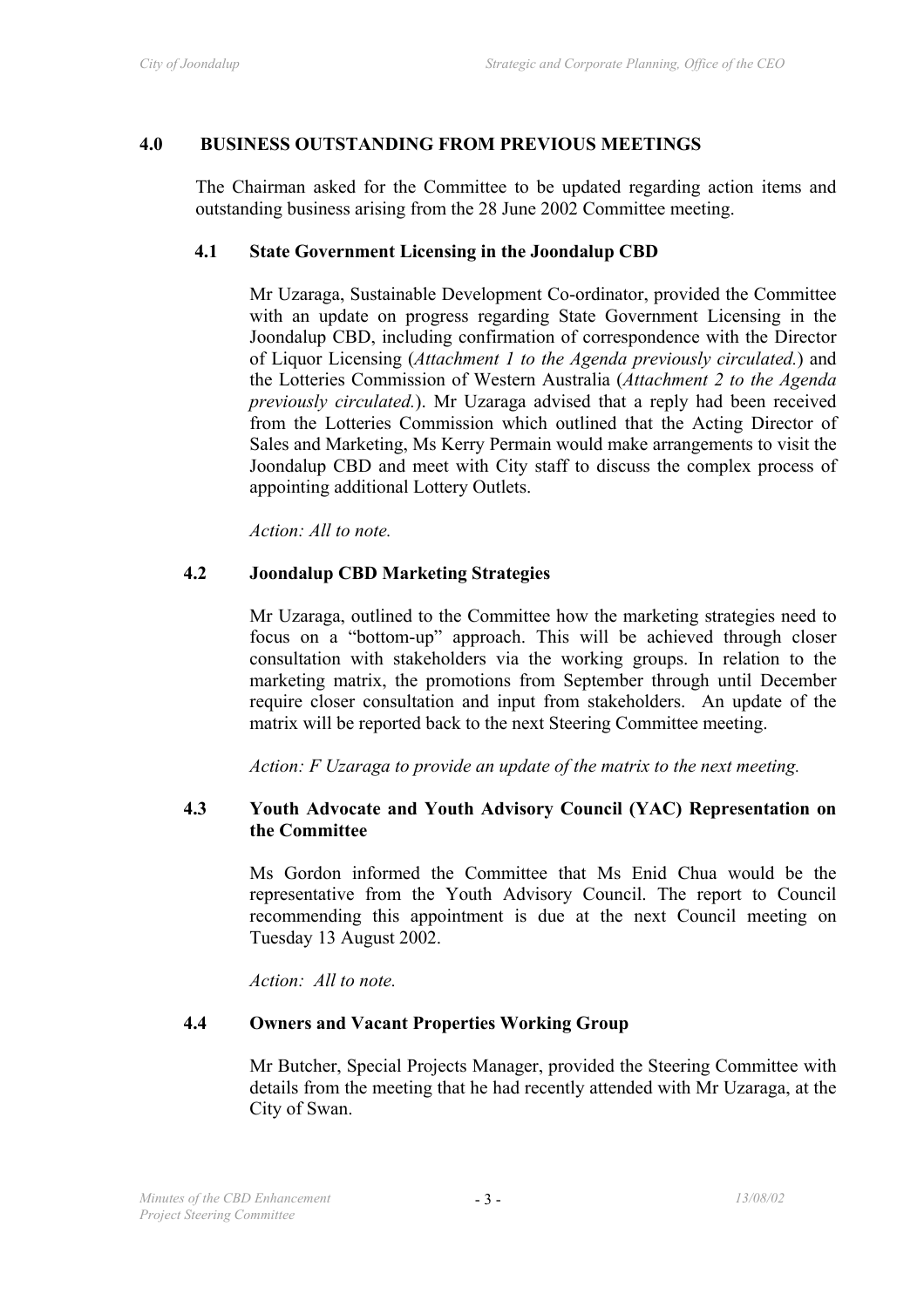## 4.0 BUSINESS OUTSTANDING FROM PREVIOUS MEETINGS

The Chairman asked for the Committee to be updated regarding action items and outstanding business arising from the 28 June 2002 Committee meeting.

### 4.1 State Government Licensing in the Joondalup CBD

Mr Uzaraga, Sustainable Development Co-ordinator, provided the Committee with an update on progress regarding State Government Licensing in the Joondalup CBD, including confirmation of correspondence with the Director of Liquor Licensing (*Attachment 1 to the Agenda previously circulated.*) and the Lotteries Commission of Western Australia (*Attachment 2 to the Agenda previously circulated.*). Mr Uzaraga advised that a reply had been received from the Lotteries Commission which outlined that the Acting Director of Sales and Marketing, Ms Kerry Permain would make arrangements to visit the Joondalup CBD and meet with City staff to discuss the complex process of appointing additional Lottery Outlets.

*Action: All to note.*

### 4.2 Joondalup CBD Marketing Strategies

Mr Uzaraga, outlined to the Committee how the marketing strategies need to focus on a "bottom-up" approach. This will be achieved through closer consultation with stakeholders via the working groups. In relation to the marketing matrix, the promotions from September through until December require closer consultation and input from stakeholders. An update of the matrix will be reported back to the next Steering Committee meeting.

*Action: F Uzaraga to provide an update of the matrix to the next meeting.*

### 4.3 Youth Advocate and Youth Advisory Council (YAC) Representation on the Committee

Ms Gordon informed the Committee that Ms Enid Chua would be the representative from the Youth Advisory Council. The report to Council recommending this appointment is due at the next Council meeting on Tuesday 13 August 2002.

*Action: All to note.*

### 4.4 Owners and Vacant Properties Working Group

Mr Butcher, Special Projects Manager, provided the Steering Committee with details from the meeting that he had recently attended with Mr Uzaraga, at the City of Swan.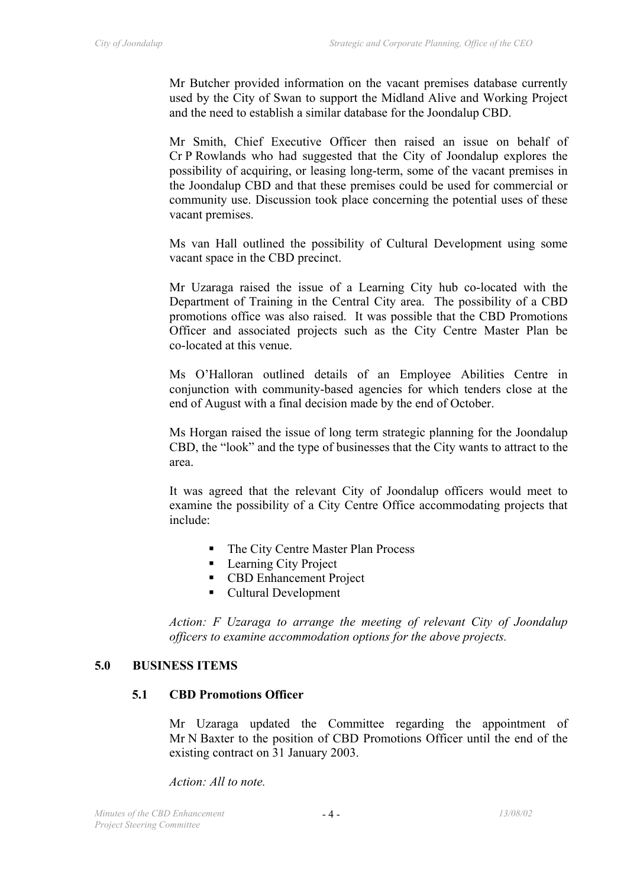Mr Butcher provided information on the vacant premises database currently used by the City of Swan to support the Midland Alive and Working Project and the need to establish a similar database for the Joondalup CBD.

Mr Smith, Chief Executive Officer then raised an issue on behalf of Cr P Rowlands who had suggested that the City of Joondalup explores the possibility of acquiring, or leasing long-term, some of the vacant premises in the Joondalup CBD and that these premises could be used for commercial or community use. Discussion took place concerning the potential uses of these vacant premises.

Ms van Hall outlined the possibility of Cultural Development using some vacant space in the CBD precinct.

Mr Uzaraga raised the issue of a Learning City hub co-located with the Department of Training in the Central City area. The possibility of a CBD promotions office was also raised. It was possible that the CBD Promotions Officer and associated projects such as the City Centre Master Plan be co-located at this venue.

Ms O'Halloran outlined details of an Employee Abilities Centre in conjunction with community-based agencies for which tenders close at the end of August with a final decision made by the end of October.

Ms Horgan raised the issue of long term strategic planning for the Joondalup CBD, the "look" and the type of businesses that the City wants to attract to the area.

It was agreed that the relevant City of Joondalup officers would meet to examine the possibility of a City Centre Office accommodating projects that include:

- The City Centre Master Plan Process
- Learning City Project
- CBD Enhancement Project
- Cultural Development

*Action: F Uzaraga to arrange the meeting of relevant City of Joondalup officers to examine accommodation options for the above projects.*

## 5.0 BUSINESS ITEMS

### 5.1 CBD Promotions Officer

Mr Uzaraga updated the Committee regarding the appointment of Mr N Baxter to the position of CBD Promotions Officer until the end of the existing contract on 31 January 2003.

*Action: All to note.*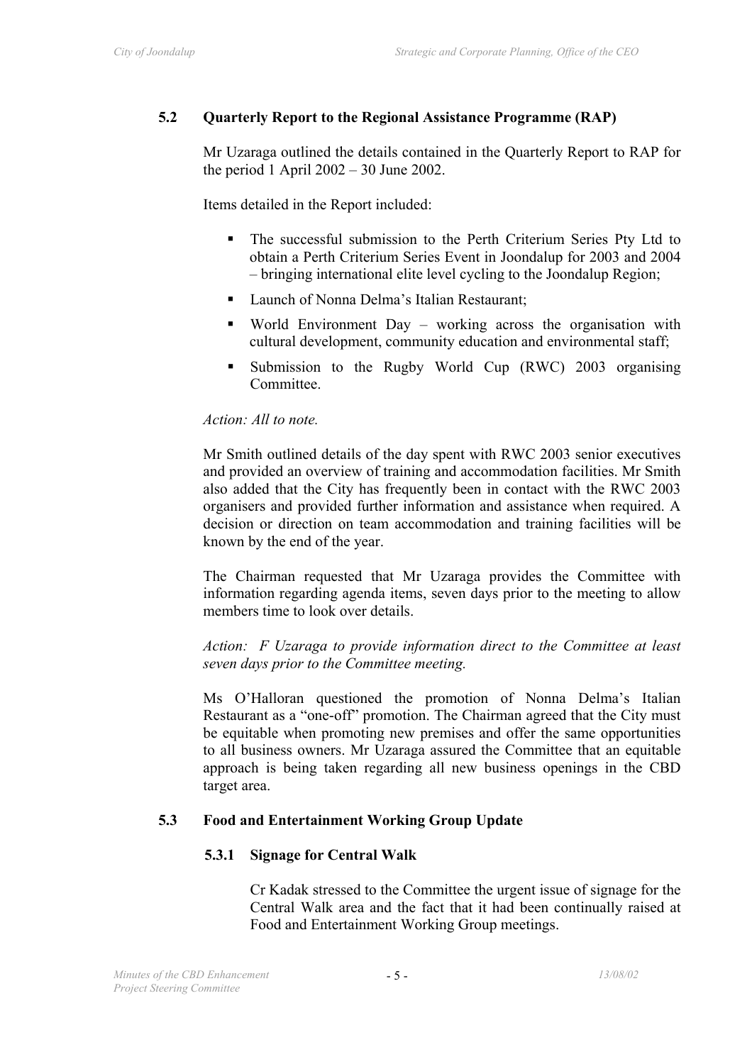### 5.2 Quarterly Report to the Regional Assistance Programme (RAP)

Mr Uzaraga outlined the details contained in the Quarterly Report to RAP for the period 1 April 2002 – 30 June 2002.

Items detailed in the Report included:

- The successful submission to the Perth Criterium Series Pty Ltd to obtain a Perth Criterium Series Event in Joondalup for 2003 and 2004 – bringing international elite level cycling to the Joondalup Region;
- Launch of Nonna Delma's Italian Restaurant;
- World Environment Day – working across the organisation with cultural development, community education and environmental staff;
- Submission to the Rugby World Cup (RWC) 2003 organising Committee.

*Action: All to note.*

Mr Smith outlined details of the day spent with RWC 2003 senior executives and provided an overview of training and accommodation facilities. Mr Smith also added that the City has frequently been in contact with the RWC 2003 organisers and provided further information and assistance when required. A decision or direction on team accommodation and training facilities will be known by the end of the year.

The Chairman requested that Mr Uzaraga provides the Committee with information regarding agenda items, seven days prior to the meeting to allow members time to look over details.

*Action: F Uzaraga to provide information direct to the Committee at least seven days prior to the Committee meeting.*

Ms O'Halloran questioned the promotion of Nonna Delma's Italian Restaurant as a "one-off" promotion. The Chairman agreed that the City must be equitable when promoting new premises and offer the same opportunities to all business owners. Mr Uzaraga assured the Committee that an equitable approach is being taken regarding all new business openings in the CBD target area.

### 5.3 Food and Entertainment Working Group Update

#### 5.3.1 Signage for Central Walk

Cr Kadak stressed to the Committee the urgent issue of signage for the Central Walk area and the fact that it had been continually raised at Food and Entertainment Working Group meetings.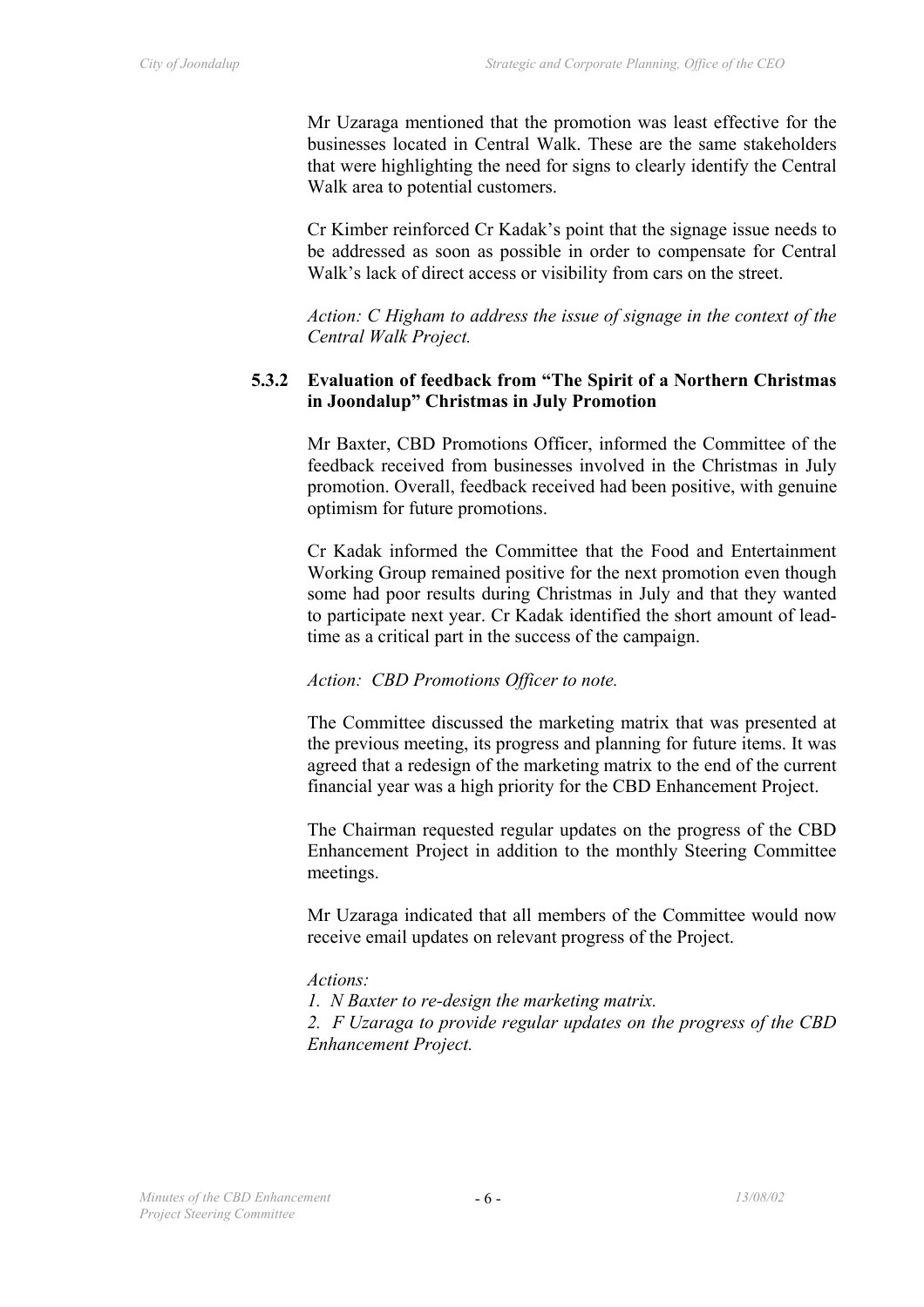Mr Uzaraga mentioned that the promotion was least effective for the businesses located in Central Walk. These are the same stakeholders that were highlighting the need for signs to clearly identify the Central Walk area to potential customers.

Cr Kimber reinforced Cr Kadak's point that the signage issue needs to be addressed as soon as possible in order to compensate for Central Walk's lack of direct access or visibility from cars on the street.

*Action: C Higham to address the issue of signage in the context of the Central Walk Project.*

### 5.3.2 Evaluation of feedback from "The Spirit of a Northern Christmas in Joondalup" Christmas in July Promotion

Mr Baxter, CBD Promotions Officer, informed the Committee of the feedback received from businesses involved in the Christmas in July promotion. Overall, feedback received had been positive, with genuine optimism for future promotions.

Cr Kadak informed the Committee that the Food and Entertainment Working Group remained positive for the next promotion even though some had poor results during Christmas in July and that they wanted to participate next year. Cr Kadak identified the short amount of lead-time as a critical part in the success of the campaign.

*Action: CBD Promotions Officer to note.*

The Committee discussed the marketing matrix that was presented at the previous meeting, its progress and planning for future items. It was agreed that a redesign of the marketing matrix to the end of the current financial year was a high priority for the CBD Enhancement Project.

The Chairman requested regular updates on the progress of the CBD Enhancement Project in addition to the monthly Steering Committee meetings.

Mr Uzaraga indicated that all members of the Committee would now receive email updates on relevant progress of the Project.

*Actions:*

*1. N Baxter to re-design the marketing matrix.*

*2. F Uzaraga to provide regular updates on the progress of the CBD Enhancement Project.*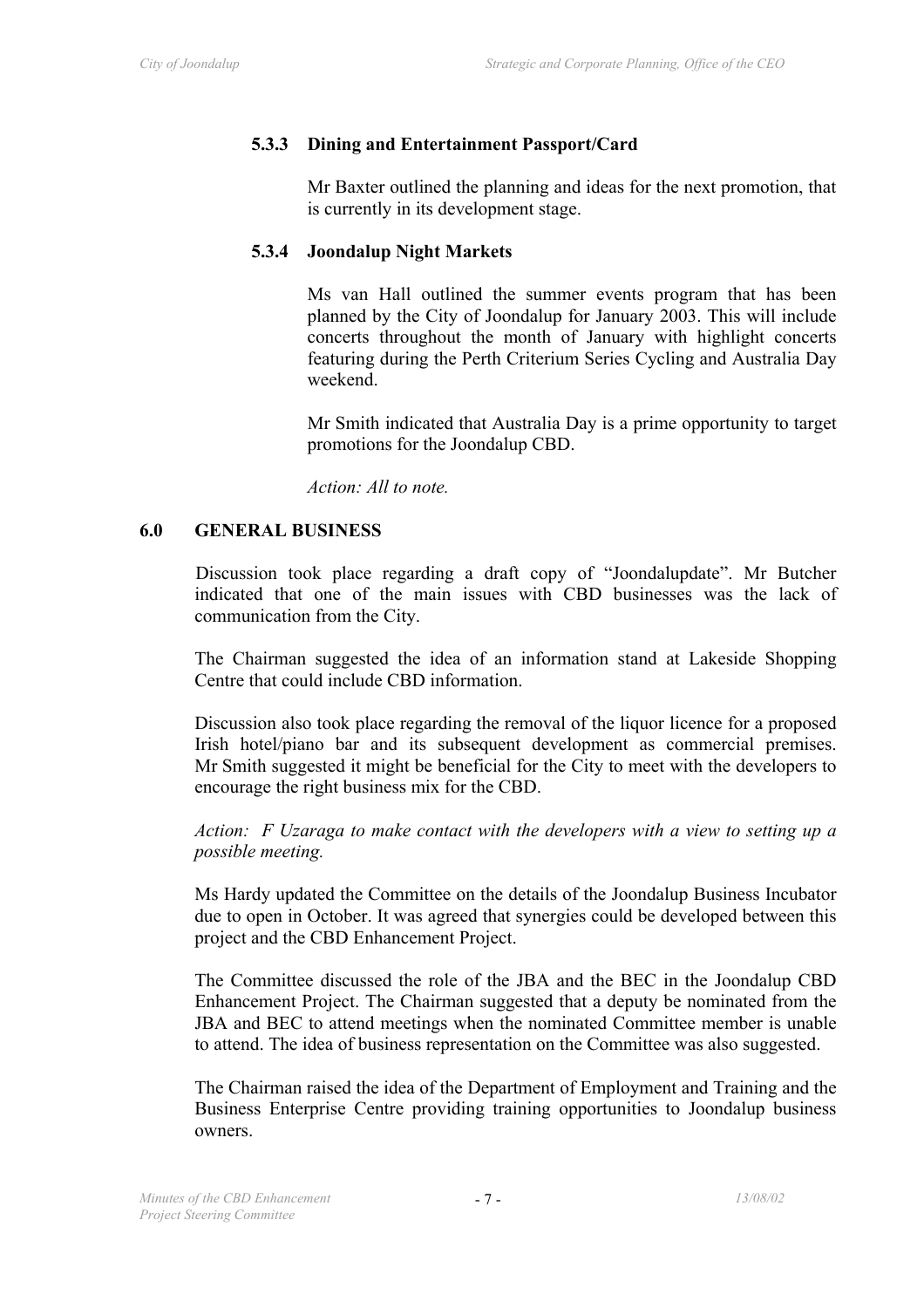#### 5.3.3 Dining and Entertainment Passport/Card

Mr Baxter outlined the planning and ideas for the next promotion, that is currently in its development stage.

#### 5.3.4 Joondalup Night Markets

Ms van Hall outlined the summer events program that has been planned by the City of Joondalup for January 2003. This will include concerts throughout the month of January with highlight concerts featuring during the Perth Criterium Series Cycling and Australia Day weekend.

Mr Smith indicated that Australia Day is a prime opportunity to target promotions for the Joondalup CBD.

*Action: All to note.*

## 6.0 GENERAL BUSINESS

Discussion took place regarding a draft copy of "Joondalupdate". Mr Butcher indicated that one of the main issues with CBD businesses was the lack of communication from the City.

The Chairman suggested the idea of an information stand at Lakeside Shopping Centre that could include CBD information.

Discussion also took place regarding the removal of the liquor licence for a proposed Irish hotel/piano bar and its subsequent development as commercial premises. Mr Smith suggested it might be beneficial for the City to meet with the developers to encourage the right business mix for the CBD.

*Action: F Uzaraga to make contact with the developers with a view to setting up a possible meeting.*

Ms Hardy updated the Committee on the details of the Joondalup Business Incubator due to open in October. It was agreed that synergies could be developed between this project and the CBD Enhancement Project.

The Committee discussed the role of the JBA and the BEC in the Joondalup CBD Enhancement Project. The Chairman suggested that a deputy be nominated from the JBA and BEC to attend meetings when the nominated Committee member is unable to attend. The idea of business representation on the Committee was also suggested.

The Chairman raised the idea of the Department of Employment and Training and the Business Enterprise Centre providing training opportunities to Joondalup business owners.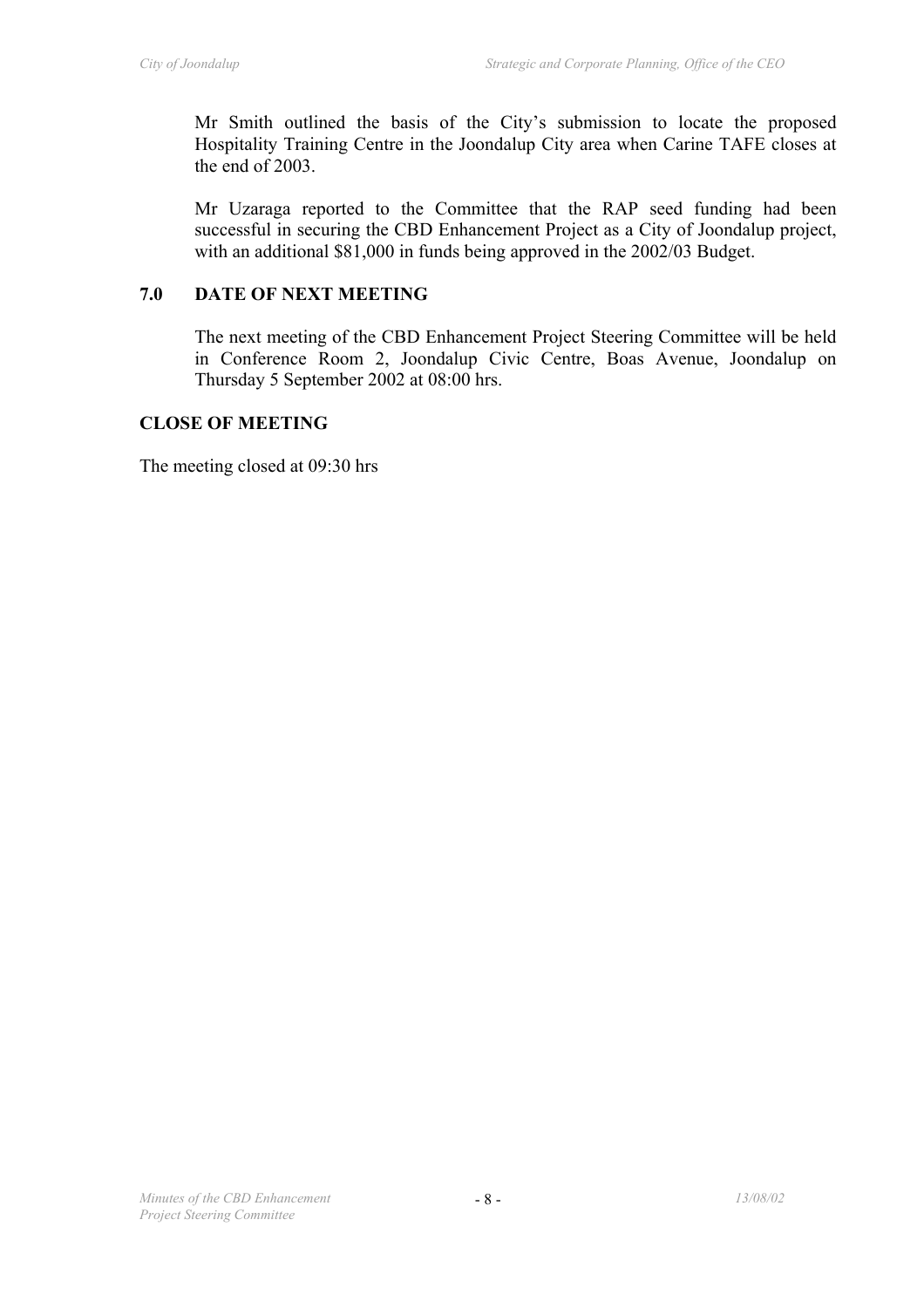Mr Smith outlined the basis of the City's submission to locate the proposed Hospitality Training Centre in the Joondalup City area when Carine TAFE closes at the end of 2003.

Mr Uzaraga reported to the Committee that the RAP seed funding had been successful in securing the CBD Enhancement Project as a City of Joondalup project, with an additional $81,000 in funds being approved in the 2002/03 Budget.

## 7.0 DATE OF NEXT MEETING

The next meeting of the CBD Enhancement Project Steering Committee will be held in Conference Room 2, Joondalup Civic Centre, Boas Avenue, Joondalup on Thursday 5 September 2002 at 08:00 hrs.

## CLOSE OF MEETING

The meeting closed at 09:30 hrs